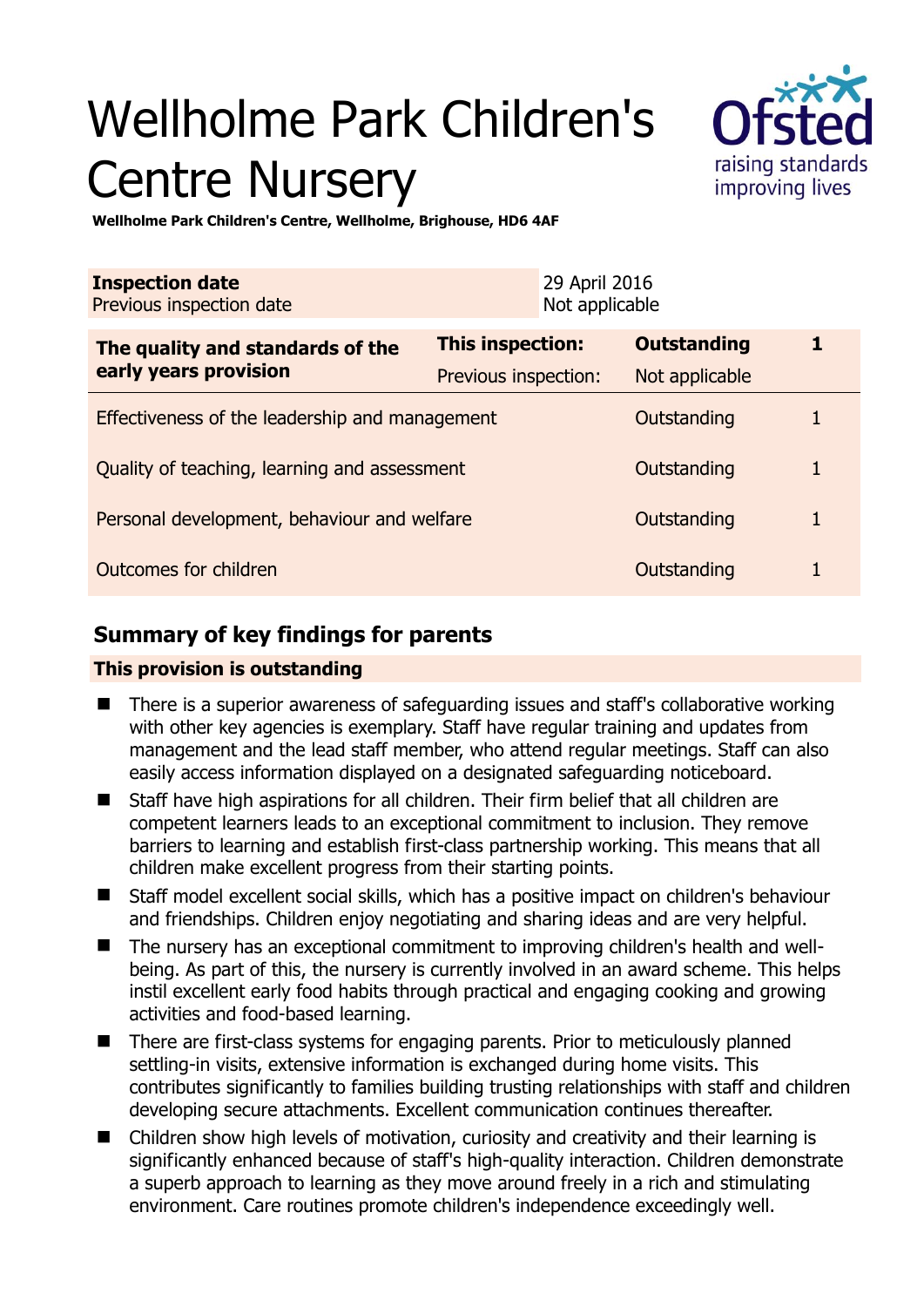# Wellholme Park Children's Centre Nursery

**Wellholme Park Children's Centre, Wellholme, Brighouse, HD6 4AF**

| **Inspection date** | 29 April 2016 |
|---|---|
| Previous inspection date | Not applicable |

| **The quality and standards of the early years provision** | **This inspection:** | **Outstanding** | **1** |
|---|---|---|---|
| | Previous inspection: | Not applicable | |
| Effectiveness of the leadership and management | | Outstanding | 1 |
| Quality of teaching, learning and assessment | | Outstanding | 1 |
| Personal development, behaviour and welfare | | Outstanding | 1 |
| Outcomes for children | | Outstanding | 1 |

## Summary of key findings for parents

**This provision is outstanding**

- There is a superior awareness of safeguarding issues and staff's collaborative working with other key agencies is exemplary. Staff have regular training and updates from management and the lead staff member, who attend regular meetings. Staff can also easily access information displayed on a designated safeguarding noticeboard.
- Staff have high aspirations for all children. Their firm belief that all children are competent learners leads to an exceptional commitment to inclusion. They remove barriers to learning and establish first-class partnership working. This means that all children make excellent progress from their starting points.
- Staff model excellent social skills, which has a positive impact on children's behaviour and friendships. Children enjoy negotiating and sharing ideas and are very helpful.
- The nursery has an exceptional commitment to improving children's health and well-being. As part of this, the nursery is currently involved in an award scheme. This helps instil excellent early food habits through practical and engaging cooking and growing activities and food-based learning.
- There are first-class systems for engaging parents. Prior to meticulously planned settling-in visits, extensive information is exchanged during home visits. This contributes significantly to families building trusting relationships with staff and children developing secure attachments. Excellent communication continues thereafter.
- Children show high levels of motivation, curiosity and creativity and their learning is significantly enhanced because of staff's high-quality interaction. Children demonstrate a superb approach to learning as they move around freely in a rich and stimulating environment. Care routines promote children's independence exceedingly well.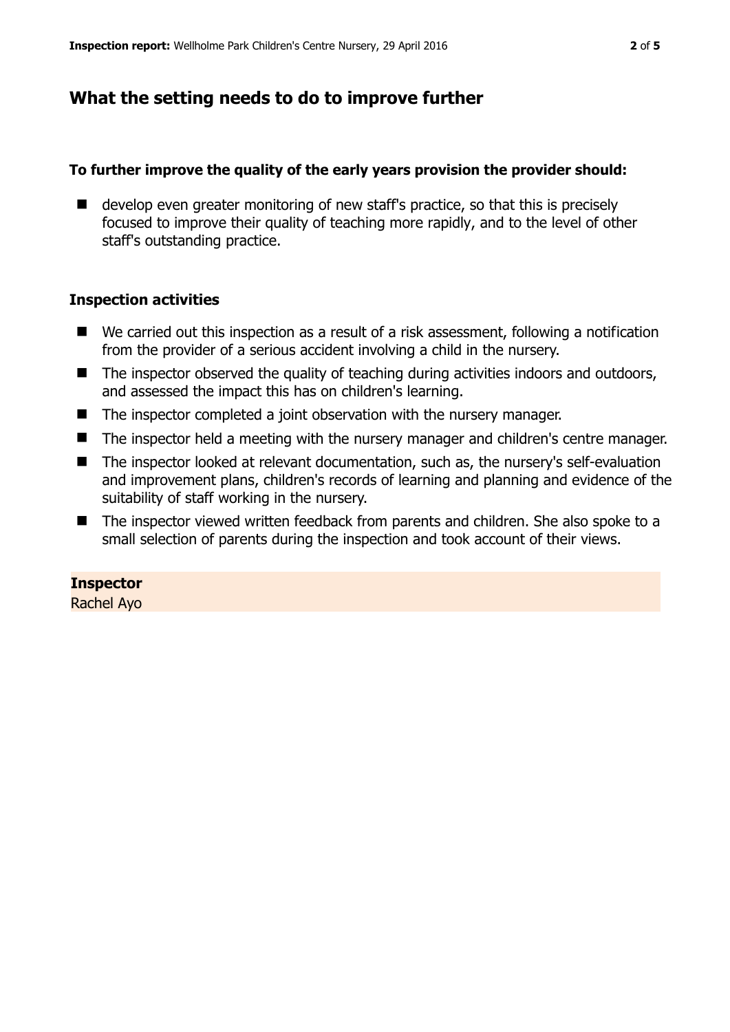## What the setting needs to do to improve further

**To further improve the quality of the early years provision the provider should:**

- develop even greater monitoring of new staff's practice, so that this is precisely focused to improve their quality of teaching more rapidly, and to the level of other staff's outstanding practice.

### Inspection activities

- We carried out this inspection as a result of a risk assessment, following a notification from the provider of a serious accident involving a child in the nursery.
- The inspector observed the quality of teaching during activities indoors and outdoors, and assessed the impact this has on children's learning.
- The inspector completed a joint observation with the nursery manager.
- The inspector held a meeting with the nursery manager and children's centre manager.
- The inspector looked at relevant documentation, such as, the nursery's self-evaluation and improvement plans, children's records of learning and planning and evidence of the suitability of staff working in the nursery.
- The inspector viewed written feedback from parents and children. She also spoke to a small selection of parents during the inspection and took account of their views.

**Inspector**
Rachel Ayo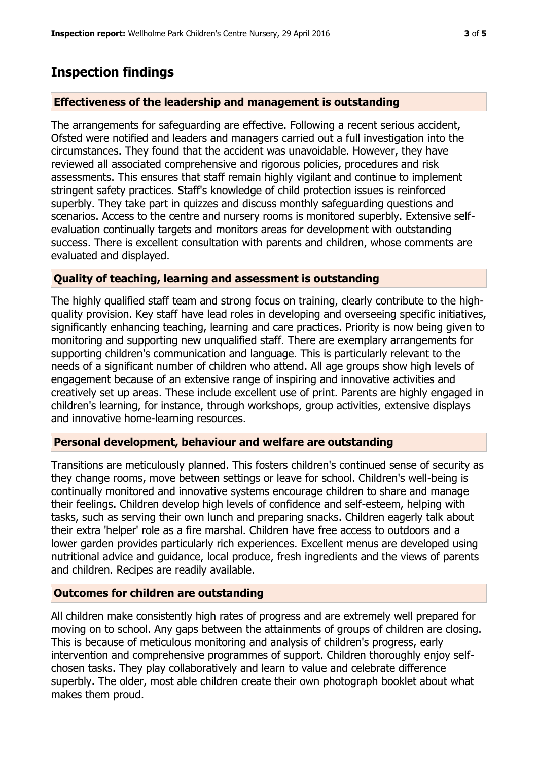## Inspection findings

### Effectiveness of the leadership and management is outstanding

The arrangements for safeguarding are effective. Following a recent serious accident, Ofsted were notified and leaders and managers carried out a full investigation into the circumstances. They found that the accident was unavoidable. However, they have reviewed all associated comprehensive and rigorous policies, procedures and risk assessments. This ensures that staff remain highly vigilant and continue to implement stringent safety practices. Staff's knowledge of child protection issues is reinforced superbly. They take part in quizzes and discuss monthly safeguarding questions and scenarios. Access to the centre and nursery rooms is monitored superbly. Extensive self-evaluation continually targets and monitors areas for development with outstanding success. There is excellent consultation with parents and children, whose comments are evaluated and displayed.

### Quality of teaching, learning and assessment is outstanding

The highly qualified staff team and strong focus on training, clearly contribute to the high-quality provision. Key staff have lead roles in developing and overseeing specific initiatives, significantly enhancing teaching, learning and care practices. Priority is now being given to monitoring and supporting new unqualified staff. There are exemplary arrangements for supporting children's communication and language. This is particularly relevant to the needs of a significant number of children who attend. All age groups show high levels of engagement because of an extensive range of inspiring and innovative activities and creatively set up areas. These include excellent use of print. Parents are highly engaged in children's learning, for instance, through workshops, group activities, extensive displays and innovative home-learning resources.

### Personal development, behaviour and welfare are outstanding

Transitions are meticulously planned. This fosters children's continued sense of security as they change rooms, move between settings or leave for school. Children's well-being is continually monitored and innovative systems encourage children to share and manage their feelings. Children develop high levels of confidence and self-esteem, helping with tasks, such as serving their own lunch and preparing snacks. Children eagerly talk about their extra 'helper' role as a fire marshal. Children have free access to outdoors and a lower garden provides particularly rich experiences. Excellent menus are developed using nutritional advice and guidance, local produce, fresh ingredients and the views of parents and children. Recipes are readily available.

### Outcomes for children are outstanding

All children make consistently high rates of progress and are extremely well prepared for moving on to school. Any gaps between the attainments of groups of children are closing. This is because of meticulous monitoring and analysis of children's progress, early intervention and comprehensive programmes of support. Children thoroughly enjoy self-chosen tasks. They play collaboratively and learn to value and celebrate difference superbly. The older, most able children create their own photograph booklet about what makes them proud.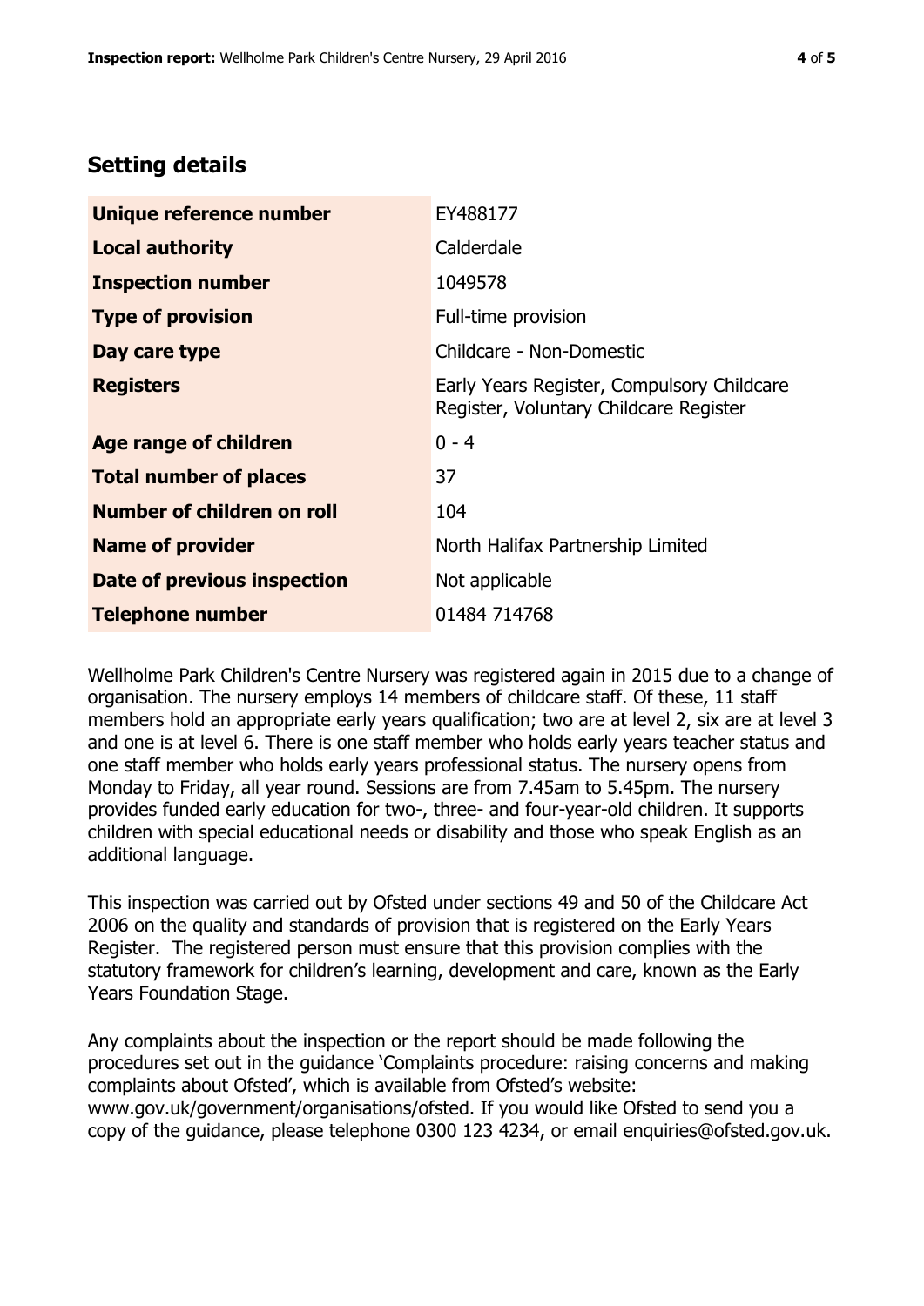## Setting details

| | |
|---|---|
| **Unique reference number** | EY488177 |
| **Local authority** | Calderdale |
| **Inspection number** | 1049578 |
| **Type of provision** | Full-time provision |
| **Day care type** | Childcare - Non-Domestic |
| **Registers** | Early Years Register, Compulsory Childcare Register, Voluntary Childcare Register |
| **Age range of children** | 0 - 4 |
| **Total number of places** | 37 |
| **Number of children on roll** | 104 |
| **Name of provider** | North Halifax Partnership Limited |
| **Date of previous inspection** | Not applicable |
| **Telephone number** | 01484 714768 |

Wellholme Park Children's Centre Nursery was registered again in 2015 due to a change of organisation. The nursery employs 14 members of childcare staff. Of these, 11 staff members hold an appropriate early years qualification; two are at level 2, six are at level 3 and one is at level 6. There is one staff member who holds early years teacher status and one staff member who holds early years professional status. The nursery opens from Monday to Friday, all year round. Sessions are from 7.45am to 5.45pm. The nursery provides funded early education for two-, three- and four-year-old children. It supports children with special educational needs or disability and those who speak English as an additional language.

This inspection was carried out by Ofsted under sections 49 and 50 of the Childcare Act 2006 on the quality and standards of provision that is registered on the Early Years Register. The registered person must ensure that this provision complies with the statutory framework for children's learning, development and care, known as the Early Years Foundation Stage.

Any complaints about the inspection or the report should be made following the procedures set out in the guidance 'Complaints procedure: raising concerns and making complaints about Ofsted', which is available from Ofsted's website: www.gov.uk/government/organisations/ofsted. If you would like Ofsted to send you a copy of the guidance, please telephone 0300 123 4234, or email enquiries@ofsted.gov.uk.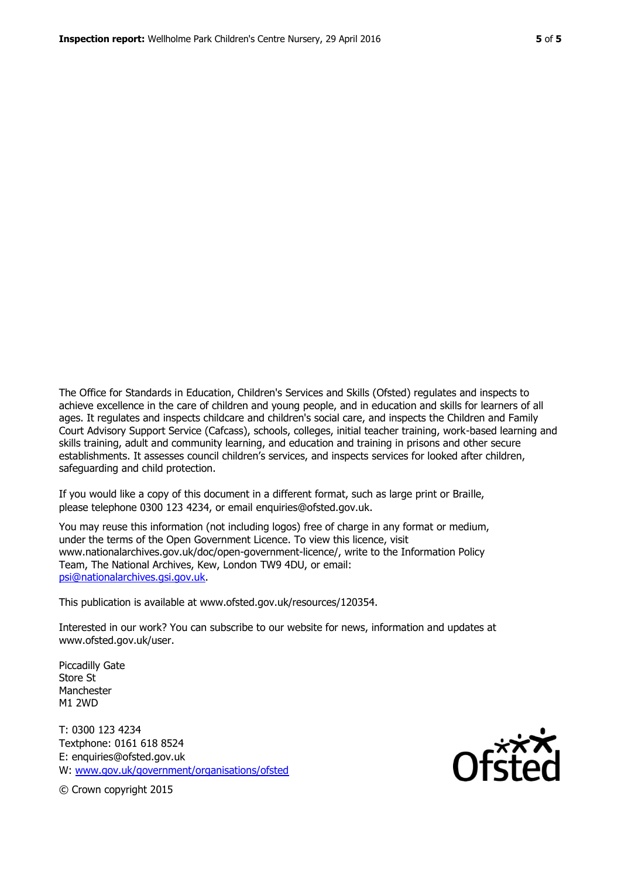The Office for Standards in Education, Children's Services and Skills (Ofsted) regulates and inspects to achieve excellence in the care of children and young people, and in education and skills for learners of all ages. It regulates and inspects childcare and children's social care, and inspects the Children and Family Court Advisory Support Service (Cafcass), schools, colleges, initial teacher training, work-based learning and skills training, adult and community learning, and education and training in prisons and other secure establishments. It assesses council children's services, and inspects services for looked after children, safeguarding and child protection.

If you would like a copy of this document in a different format, such as large print or Braille, please telephone 0300 123 4234, or email enquiries@ofsted.gov.uk.

You may reuse this information (not including logos) free of charge in any format or medium, under the terms of the Open Government Licence. To view this licence, visit www.nationalarchives.gov.uk/doc/open-government-licence/, write to the Information Policy Team, The National Archives, Kew, London TW9 4DU, or email: psi@nationalarchives.gsi.gov.uk.

This publication is available at www.ofsted.gov.uk/resources/120354.

Interested in our work? You can subscribe to our website for news, information and updates at www.ofsted.gov.uk/user.

Piccadilly Gate
Store St
Manchester
M1 2WD

T: 0300 123 4234
Textphone: 0161 618 8524
E: enquiries@ofsted.gov.uk
W: www.gov.uk/government/organisations/ofsted

© Crown copyright 2015